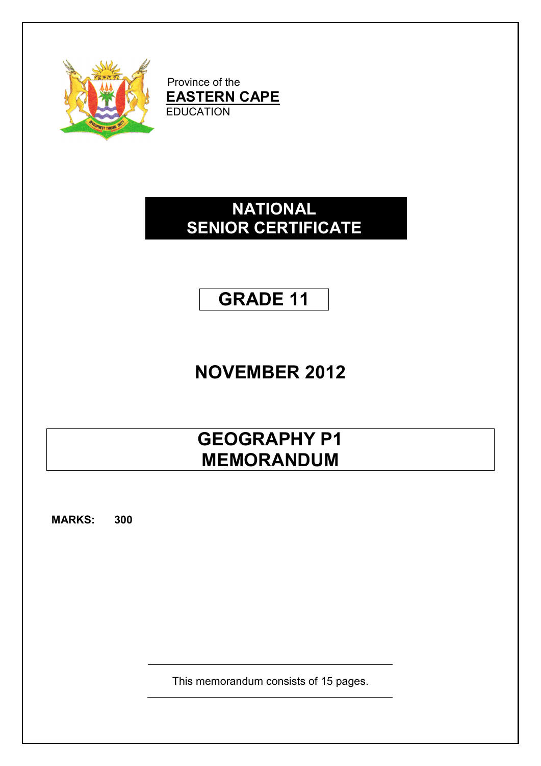Province of the

**EASTERN CAPE**

EDUCATION

# NATIONAL SENIOR CERTIFICATE

# GRADE 11

# NOVEMBER 2012

# GEOGRAPHY P1 MEMORANDUM

**MARKS: 300**

This memorandum consists of 15 pages.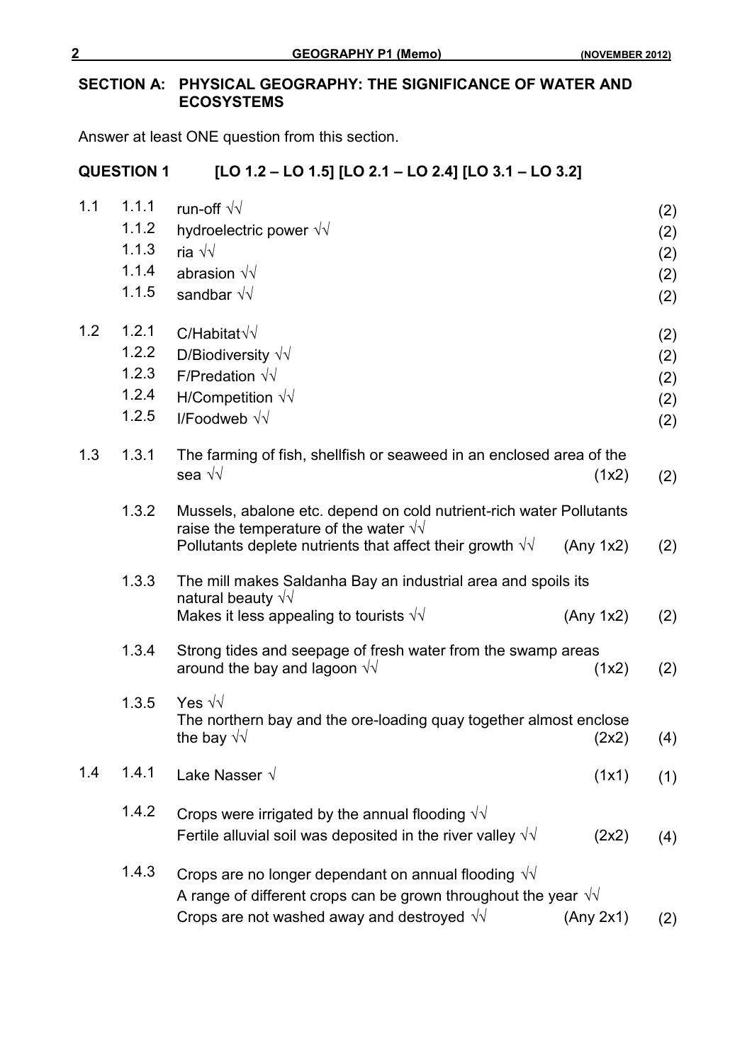## SECTION A: PHYSICAL GEOGRAPHY: THE SIGNIFICANCE OF WATER AND ECOSYSTEMS

Answer at least ONE question from this section.

### QUESTION 1 [LO 1.2 – LO 1.5] [LO 2.1 – LO 2.4] [LO 3.1 – LO 3.2]

| | | | | |
|---|---|---|---|---|
| 1.1 | 1.1.1 | run-off √√ | | (2) |
| | 1.1.2 | hydroelectric power √√ | | (2) |
| | 1.1.3 | ria √√ | | (2) |
| | 1.1.4 | abrasion √√ | | (2) |
| | 1.1.5 | sandbar √√ | | (2) |
| 1.2 | 1.2.1 | C/Habitat√√ | | (2) |
| | 1.2.2 | D/Biodiversity √√ | | (2) |
| | 1.2.3 | F/Predation √√ | | (2) |
| | 1.2.4 | H/Competition √√ | | (2) |
| | 1.2.5 | I/Foodweb √√ | | (2) |
| 1.3 | 1.3.1 | The farming of fish, shellfish or seaweed in an enclosed area of the sea √√ | (1x2) | (2) |
| | 1.3.2 | Mussels, abalone etc. depend on cold nutrient-rich water Pollutants raise the temperature of the water √√<br>Pollutants deplete nutrients that affect their growth √√ | (Any 1x2) | (2) |
| | 1.3.3 | The mill makes Saldanha Bay an industrial area and spoils its natural beauty √√<br>Makes it less appealing to tourists √√ | (Any 1x2) | (2) |
| | 1.3.4 | Strong tides and seepage of fresh water from the swamp areas around the bay and lagoon √√ | (1x2) | (2) |
| | 1.3.5 | Yes √√<br>The northern bay and the ore-loading quay together almost enclose the bay √√ | (2x2) | (4) |
| 1.4 | 1.4.1 | Lake Nasser √ | (1x1) | (1) |
| | 1.4.2 | Crops were irrigated by the annual flooding √√<br>Fertile alluvial soil was deposited in the river valley √√ | (2x2) | (4) |
| | 1.4.3 | Crops are no longer dependant on annual flooding √√<br>A range of different crops can be grown throughout the year √√<br>Crops are not washed away and destroyed √√ | (Any 2x1) | (2) |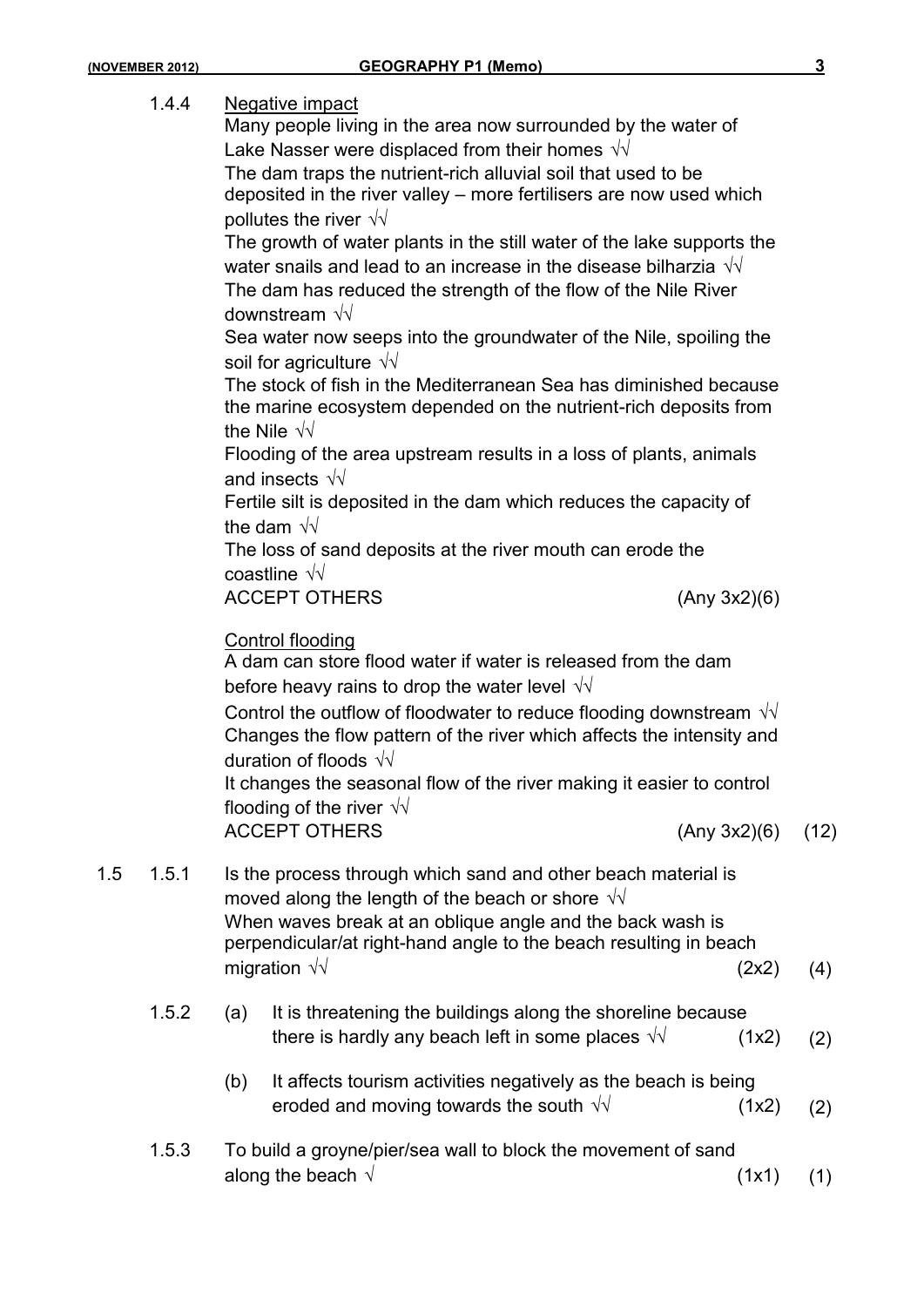1.4.4 Negative impact

Many people living in the area now surrounded by the water of Lake Nasser were displaced from their homes √√

The dam traps the nutrient-rich alluvial soil that used to be deposited in the river valley – more fertilisers are now used which pollutes the river √√

The growth of water plants in the still water of the lake supports the water snails and lead to an increase in the disease bilharzia √√

The dam has reduced the strength of the flow of the Nile River downstream √√

Sea water now seeps into the groundwater of the Nile, spoiling the soil for agriculture √√

The stock of fish in the Mediterranean Sea has diminished because the marine ecosystem depended on the nutrient-rich deposits from the Nile √√

Flooding of the area upstream results in a loss of plants, animals and insects √√

Fertile silt is deposited in the dam which reduces the capacity of the dam √√

The loss of sand deposits at the river mouth can erode the coastline √√

ACCEPT OTHERS (Any 3x2)(6)

Control flooding

A dam can store flood water if water is released from the dam before heavy rains to drop the water level √√

Control the outflow of floodwater to reduce flooding downstream √√

Changes the flow pattern of the river which affects the intensity and duration of floods √√

It changes the seasonal flow of the river making it easier to control flooding of the river √√

ACCEPT OTHERS (Any 3x2)(6) (12)

1.5 1.5.1 Is the process through which sand and other beach material is moved along the length of the beach or shore √√

When waves break at an oblique angle and the back wash is perpendicular/at right-hand angle to the beach resulting in beach migration √√ (2x2) (4)

1.5.2 (a) It is threatening the buildings along the shoreline because there is hardly any beach left in some places √√ (1x2) (2)

(b) It affects tourism activities negatively as the beach is being eroded and moving towards the south √√ (1x2) (2)

1.5.3 To build a groyne/pier/sea wall to block the movement of sand along the beach √ (1x1) (1)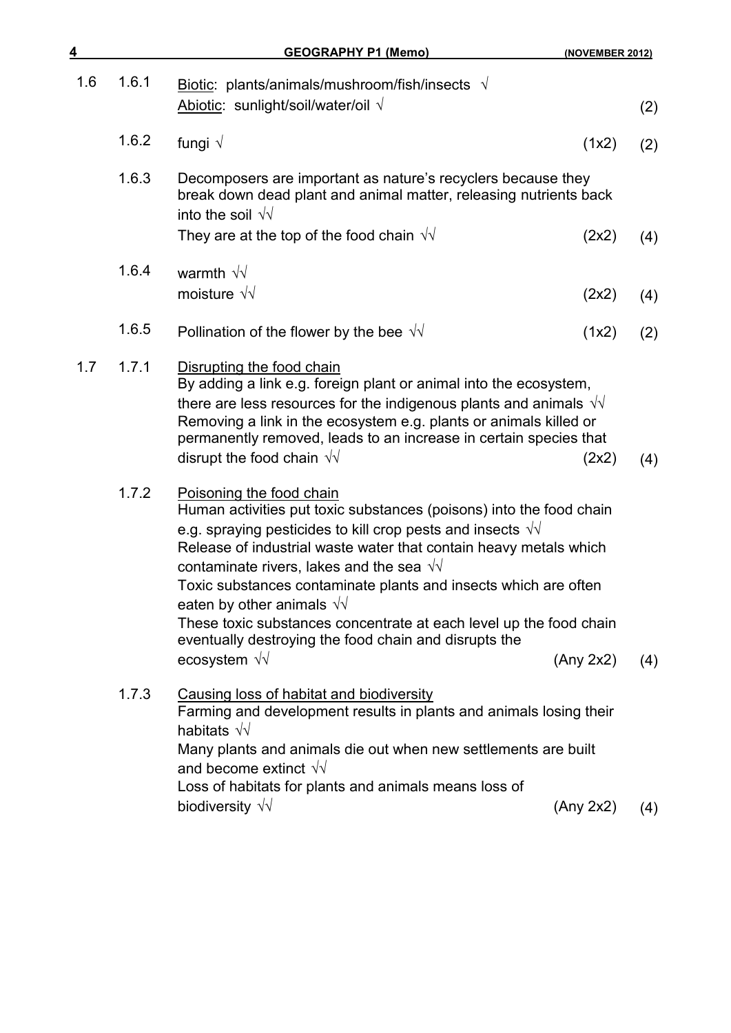| | | | | |
|---|---|---|---|---|
| 1.6 | 1.6.1 | Biotic: plants/animals/mushroom/fish/insects √<br>Abiotic: sunlight/soil/water/oil √ | | (2) |
| | 1.6.2 | fungi √ | (1x2) | (2) |
| | 1.6.3 | Decomposers are important as nature's recyclers because they break down dead plant and animal matter, releasing nutrients back into the soil √√<br>They are at the top of the food chain √√ | (2x2) | (4) |
| | 1.6.4 | warmth √√<br>moisture √√ | (2x2) | (4) |
| | 1.6.5 | Pollination of the flower by the bee √√ | (1x2) | (2) |
| 1.7 | 1.7.1 | Disrupting the food chain<br>By adding a link e.g. foreign plant or animal into the ecosystem, there are less resources for the indigenous plants and animals √√<br>Removing a link in the ecosystem e.g. plants or animals killed or permanently removed, leads to an increase in certain species that disrupt the food chain √√ | (2x2) | (4) |
| | 1.7.2 | Poisoning the food chain<br>Human activities put toxic substances (poisons) into the food chain e.g. spraying pesticides to kill crop pests and insects √√<br>Release of industrial waste water that contain heavy metals which contaminate rivers, lakes and the sea √√<br>Toxic substances contaminate plants and insects which are often eaten by other animals √√<br>These toxic substances concentrate at each level up the food chain eventually destroying the food chain and disrupts the ecosystem √√ | (Any 2x2) | (4) |
| | 1.7.3 | Causing loss of habitat and biodiversity<br>Farming and development results in plants and animals losing their habitats √√<br>Many plants and animals die out when new settlements are built and become extinct √√<br>Loss of habitats for plants and animals means loss of biodiversity √√ | (Any 2x2) | (4) |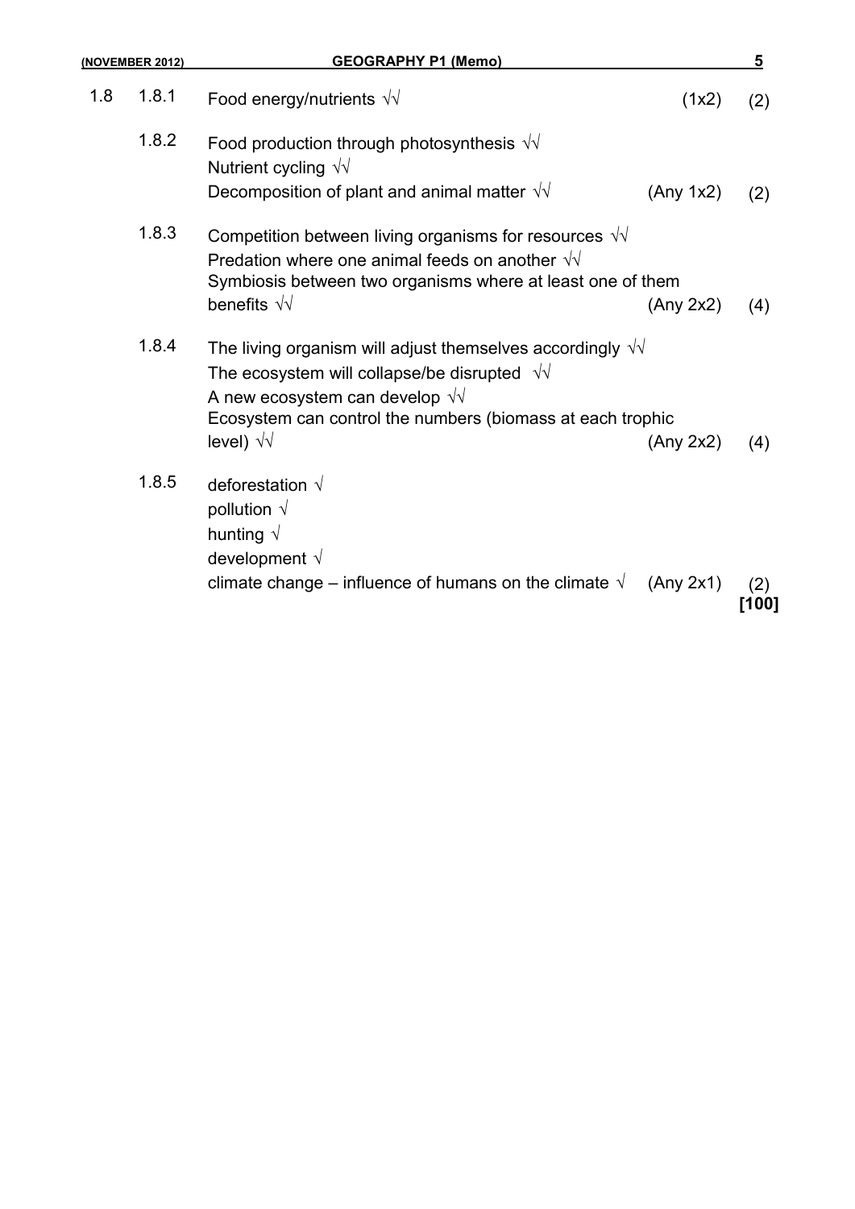| | | | | |
|---|---|---|---|---|
| 1.8 | 1.8.1 | Food energy/nutrients √√ | (1x2) | (2) |
| | 1.8.2 | Food production through photosynthesis √√<br>Nutrient cycling √√<br>Decomposition of plant and animal matter √√ | (Any 1x2) | (2) |
| | 1.8.3 | Competition between living organisms for resources √√<br>Predation where one animal feeds on another √√<br>Symbiosis between two organisms where at least one of them benefits √√ | (Any 2x2) | (4) |
| | 1.8.4 | The living organism will adjust themselves accordingly √√<br>The ecosystem will collapse/be disrupted √√<br>A new ecosystem can develop √√<br>Ecosystem can control the numbers (biomass at each trophic level) √√ | (Any 2x2) | (4) |
| | 1.8.5 | deforestation √<br>pollution √<br>hunting √<br>development √<br>climate change – influence of humans on the climate √ | (Any 2x1) | (2)<br>**[100]** |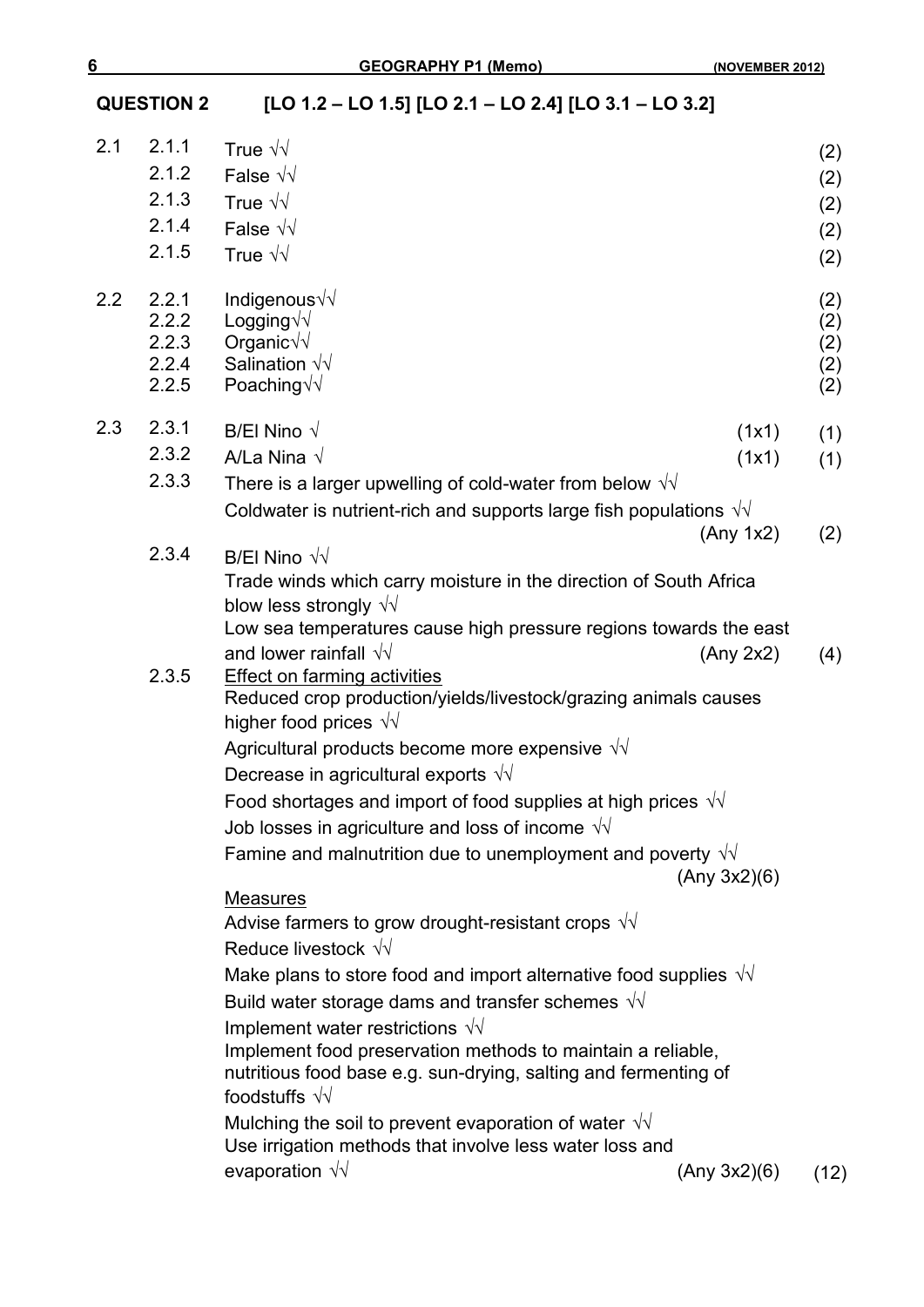## QUESTION 2 [LO 1.2 – LO 1.5] [LO 2.1 – LO 2.4] [LO 3.1 – LO 3.2]

2.1
- 2.1.1 True √√ (2)
- 2.1.2 False √√ (2)
- 2.1.3 True √√ (2)
- 2.1.4 False √√ (2)
- 2.1.5 True √√ (2)

2.2
- 2.2.1 Indigenous√√ (2)
- 2.2.2 Logging√√ (2)
- 2.2.3 Organic√√ (2)
- 2.2.4 Salination √√ (2)
- 2.2.5 Poaching√√ (2)

2.3
- 2.3.1 B/El Nino √ (1x1) (1)
- 2.3.2 A/La Nina √ (1x1) (1)
- 2.3.3 There is a larger upwelling of cold-water from below √√

  Coldwater is nutrient-rich and supports large fish populations √√

  (Any 1x2) (2)
- 2.3.4 B/El Nino √√

  Trade winds which carry moisture in the direction of South Africa blow less strongly √√

  Low sea temperatures cause high pressure regions towards the east and lower rainfall √√ (Any 2x2) (4)
- 2.3.5 Effect on farming activities

  Reduced crop production/yields/livestock/grazing animals causes higher food prices √√

  Agricultural products become more expensive √√

  Decrease in agricultural exports √√

  Food shortages and import of food supplies at high prices √√

  Job losses in agriculture and loss of income √√

  Famine and malnutrition due to unemployment and poverty √√

  (Any 3x2)(6)

  Measures

  Advise farmers to grow drought-resistant crops √√

  Reduce livestock √√

  Make plans to store food and import alternative food supplies √√

  Build water storage dams and transfer schemes √√

  Implement water restrictions √√

  Implement food preservation methods to maintain a reliable, nutritious food base e.g. sun-drying, salting and fermenting of foodstuffs √√

  Mulching the soil to prevent evaporation of water √√

  Use irrigation methods that involve less water loss and evaporation √√ (Any 3x2)(6) (12)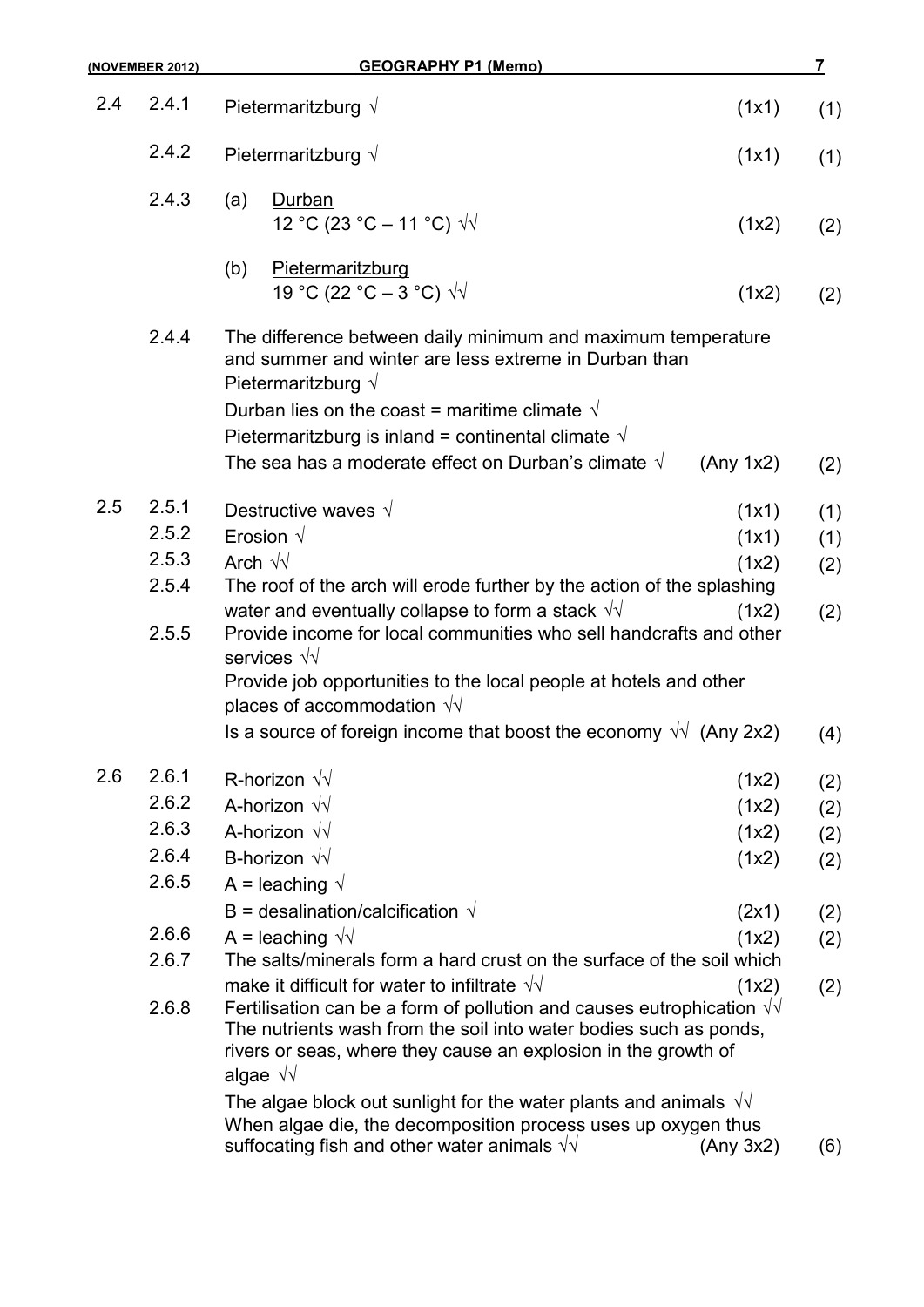| | | | | |
|---|---|---|---|---|
| 2.4 | 2.4.1 | Pietermaritzburg √ | (1x1) | (1) |
| | 2.4.2 | Pietermaritzburg √ | (1x1) | (1) |
| | 2.4.3 | (a) <u>Durban</u><br>12 °C (23 °C – 11 °C) √√ | (1x2) | (2) |
| | | (b) <u>Pietermaritzburg</u><br>19 °C (22 °C – 3 °C) √√ | (1x2) | (2) |
| | 2.4.4 | The difference between daily minimum and maximum temperature and summer and winter are less extreme in Durban than Pietermaritzburg √<br>Durban lies on the coast = maritime climate √<br>Pietermaritzburg is inland = continental climate √<br>The sea has a moderate effect on Durban's climate √ | (Any 1x2) | (2) |
| 2.5 | 2.5.1 | Destructive waves √ | (1x1) | (1) |
| | 2.5.2 | Erosion √ | (1x1) | (1) |
| | 2.5.3 | Arch √√ | (1x2) | (2) |
| | 2.5.4 | The roof of the arch will erode further by the action of the splashing water and eventually collapse to form a stack √√ | (1x2) | (2) |
| | 2.5.5 | Provide income for local communities who sell handcrafts and other services √√<br>Provide job opportunities to the local people at hotels and other places of accommodation √√<br>Is a source of foreign income that boost the economy √√ | (Any 2x2) | (4) |
| 2.6 | 2.6.1 | R-horizon √√ | (1x2) | (2) |
| | 2.6.2 | A-horizon √√ | (1x2) | (2) |
| | 2.6.3 | A-horizon √√ | (1x2) | (2) |
| | 2.6.4 | B-horizon √√ | (1x2) | (2) |
| | 2.6.5 | A = leaching √<br>B = desalination/calcification √ | (2x1) | (2) |
| | 2.6.6 | A = leaching √√ | (1x2) | (2) |
| | 2.6.7 | The salts/minerals form a hard crust on the surface of the soil which make it difficult for water to infiltrate √√ | (1x2) | (2) |
| | 2.6.8 | Fertilisation can be a form of pollution and causes eutrophication √√<br>The nutrients wash from the soil into water bodies such as ponds, rivers or seas, where they cause an explosion in the growth of algae √√<br>The algae block out sunlight for the water plants and animals √√<br>When algae die, the decomposition process uses up oxygen thus suffocating fish and other water animals √√ | (Any 3x2) | (6) |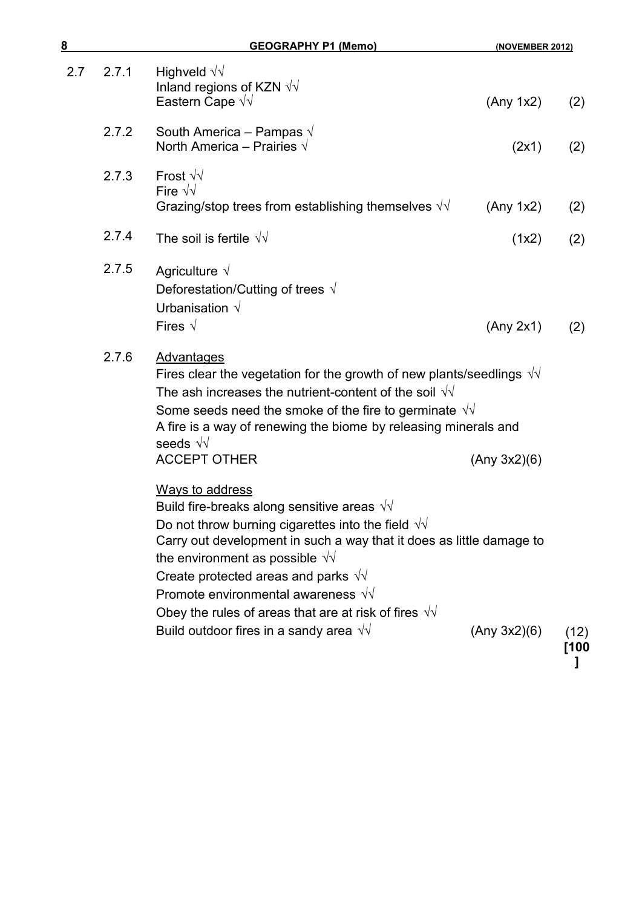| | | | | |
|---|---|---|---|---|
| 2.7 | 2.7.1 | Highveld √√<br>Inland regions of KZN √√<br>Eastern Cape √√ | (Any 1x2) | (2) |
| | 2.7.2 | South America – Pampas √<br>North America – Prairies √ | (2x1) | (2) |
| | 2.7.3 | Frost √√<br>Fire √√<br>Grazing/stop trees from establishing themselves √√ | (Any 1x2) | (2) |
| | 2.7.4 | The soil is fertile √√ | (1x2) | (2) |
| | 2.7.5 | Agriculture √<br>Deforestation/Cutting of trees √<br>Urbanisation √<br>Fires √ | (Any 2x1) | (2) |
| | 2.7.6 | <u>Advantages</u><br>Fires clear the vegetation for the growth of new plants/seedlings √√<br>The ash increases the nutrient-content of the soil √√<br>Some seeds need the smoke of the fire to germinate √√<br>A fire is a way of renewing the biome by releasing minerals and seeds √√<br>ACCEPT OTHER | (Any 3x2)(6) | |
| | | <u>Ways to address</u><br>Build fire-breaks along sensitive areas √√<br>Do not throw burning cigarettes into the field √√<br>Carry out development in such a way that it does as little damage to the environment as possible √√<br>Create protected areas and parks √√<br>Promote environmental awareness √√<br>Obey the rules of areas that are at risk of fires √√<br>Build outdoor fires in a sandy area √√ | (Any 3x2)(6) | (12)<br>**[100]** |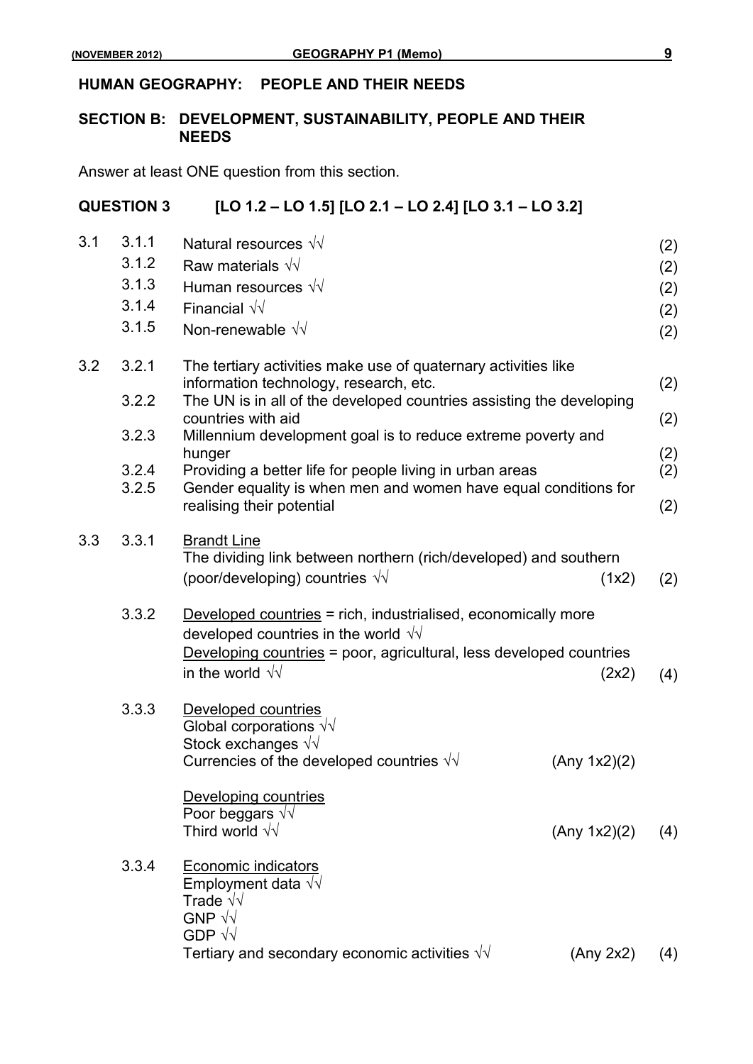## HUMAN GEOGRAPHY: PEOPLE AND THEIR NEEDS

## SECTION B: DEVELOPMENT, SUSTAINABILITY, PEOPLE AND THEIR NEEDS

Answer at least ONE question from this section.

### QUESTION 3 [LO 1.2 – LO 1.5] [LO 2.1 – LO 2.4] [LO 3.1 – LO 3.2]

3.1

- 3.1.1 Natural resources √√ (2)
- 3.1.2 Raw materials √√ (2)
- 3.1.3 Human resources √√ (2)
- 3.1.4 Financial √√ (2)
- 3.1.5 Non-renewable √√ (2)

3.2

- 3.2.1 The tertiary activities make use of quaternary activities like information technology, research, etc. (2)
- 3.2.2 The UN is in all of the developed countries assisting the developing countries with aid (2)
- 3.2.3 Millennium development goal is to reduce extreme poverty and hunger (2)
- 3.2.4 Providing a better life for people living in urban areas (2)
- 3.2.5 Gender equality is when men and women have equal conditions for realising their potential (2)

3.3

3.3.1 Brandt Line
The dividing link between northern (rich/developed) and southern (poor/developing) countries √√ (1x2) (2)

3.3.2 Developed countries = rich, industrialised, economically more developed countries in the world √√
Developing countries = poor, agricultural, less developed countries in the world √√ (2x2) (4)

3.3.3 Developed countries
Global corporations √√
Stock exchanges √√
Currencies of the developed countries √√ (Any 1x2)(2)

Developing countries
Poor beggars √√
Third world √√ (Any 1x2)(2) (4)

3.3.4 Economic indicators
Employment data √√
Trade √√
GNP √√
GDP √√
Tertiary and secondary economic activities √√ (Any 2x2) (4)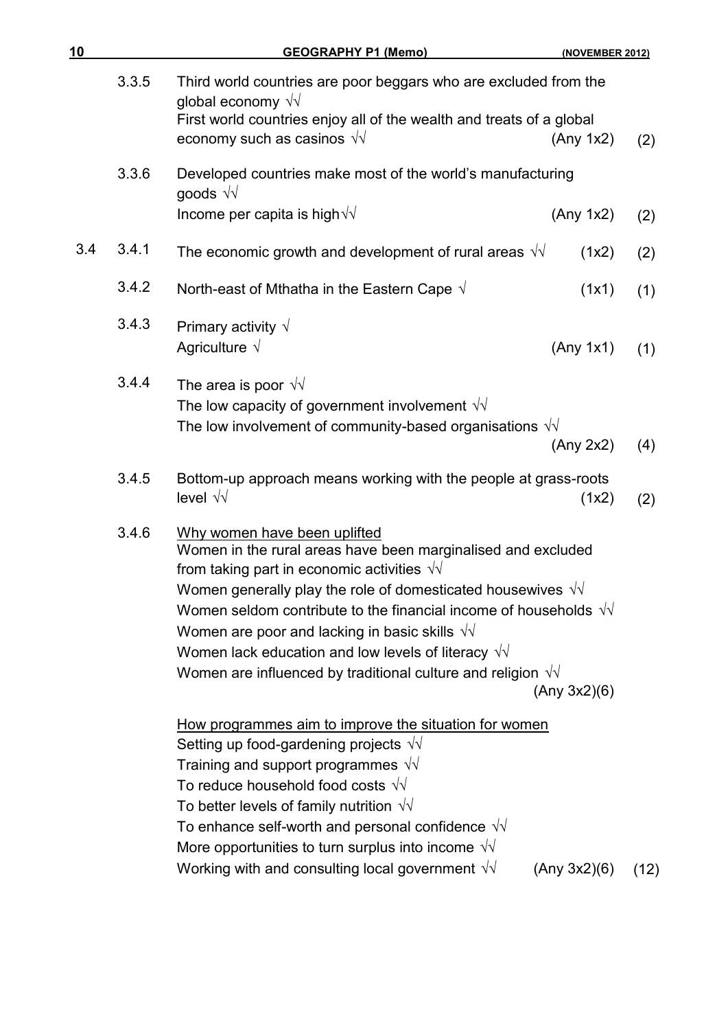3.3.5 Third world countries are poor beggars who are excluded from the global economy √√
First world countries enjoy all of the wealth and treats of a global economy such as casinos √√ (Any 1x2) (2)

3.3.6 Developed countries make most of the world's manufacturing goods √√
Income per capita is high√√ (Any 1x2) (2)

3.4 3.4.1 The economic growth and development of rural areas √√ (1x2) (2)

3.4.2 North-east of Mthatha in the Eastern Cape √ (1x1) (1)

3.4.3 Primary activity √
Agriculture √ (Any 1x1) (1)

3.4.4 The area is poor √√
The low capacity of government involvement √√
The low involvement of community-based organisations √√
(Any 2x2) (4)

3.4.5 Bottom-up approach means working with the people at grass-roots level √√ (1x2) (2)

3.4.6 <u>Why women have been uplifted</u>
Women in the rural areas have been marginalised and excluded from taking part in economic activities √√
Women generally play the role of domesticated housewives √√
Women seldom contribute to the financial income of households √√
Women are poor and lacking in basic skills √√
Women lack education and low levels of literacy √√
Women are influenced by traditional culture and religion √√
(Any 3x2)(6)

<u>How programmes aim to improve the situation for women</u>
Setting up food-gardening projects √√
Training and support programmes √√
To reduce household food costs √√
To better levels of family nutrition √√
To enhance self-worth and personal confidence √√
More opportunities to turn surplus into income √√
Working with and consulting local government √√ (Any 3x2)(6) (12)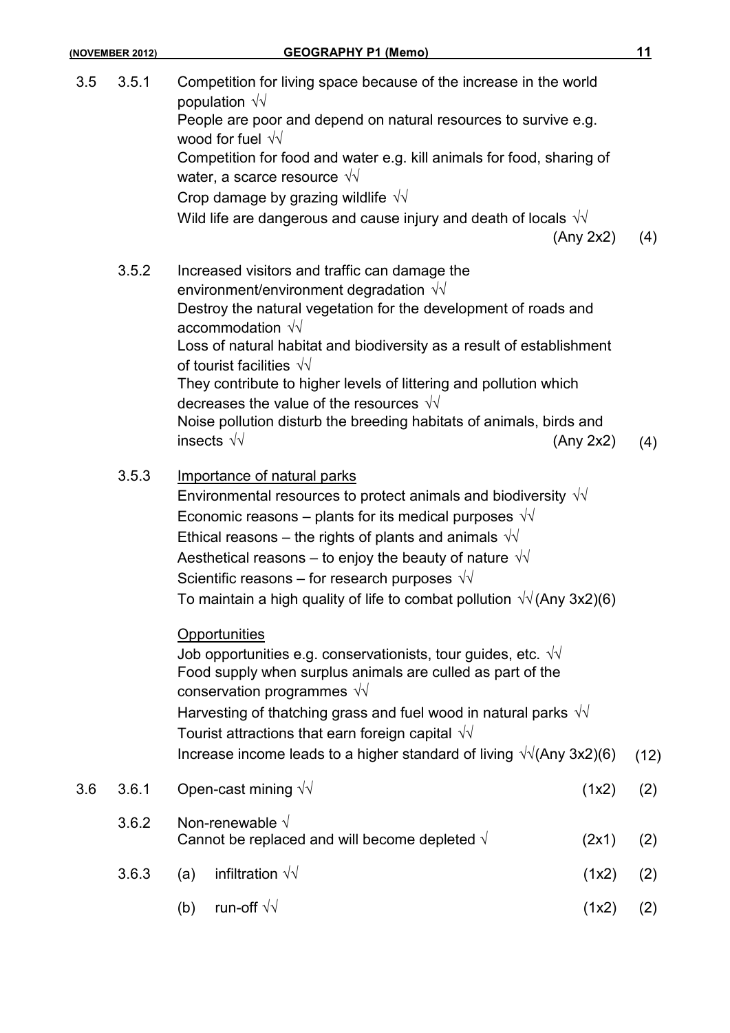3.5 3.5.1 Competition for living space because of the increase in the world population √√
People are poor and depend on natural resources to survive e.g. wood for fuel √√
Competition for food and water e.g. kill animals for food, sharing of water, a scarce resource √√
Crop damage by grazing wildlife √√
Wild life are dangerous and cause injury and death of locals √√
(Any 2x2) (4)

3.5.2 Increased visitors and traffic can damage the environment/environment degradation √√
Destroy the natural vegetation for the development of roads and accommodation √√
Loss of natural habitat and biodiversity as a result of establishment of tourist facilities √√
They contribute to higher levels of littering and pollution which decreases the value of the resources √√
Noise pollution disturb the breeding habitats of animals, birds and insects √√ (Any 2x2) (4)

3.5.3 Importance of natural parks
Environmental resources to protect animals and biodiversity √√
Economic reasons – plants for its medical purposes √√
Ethical reasons – the rights of plants and animals √√
Aesthetical reasons – to enjoy the beauty of nature √√
Scientific reasons – for research purposes √√
To maintain a high quality of life to combat pollution √√(Any 3x2)(6)

Opportunities
Job opportunities e.g. conservationists, tour guides, etc. √√
Food supply when surplus animals are culled as part of the conservation programmes √√
Harvesting of thatching grass and fuel wood in natural parks √√
Tourist attractions that earn foreign capital √√
Increase income leads to a higher standard of living √√(Any 3x2)(6) (12)

3.6 3.6.1 Open-cast mining √√ (1x2) (2)

3.6.2 Non-renewable √
Cannot be replaced and will become depleted √ (2x1) (2)

3.6.3 (a) infiltration √√ (1x2) (2)

(b) run-off √√ (1x2) (2)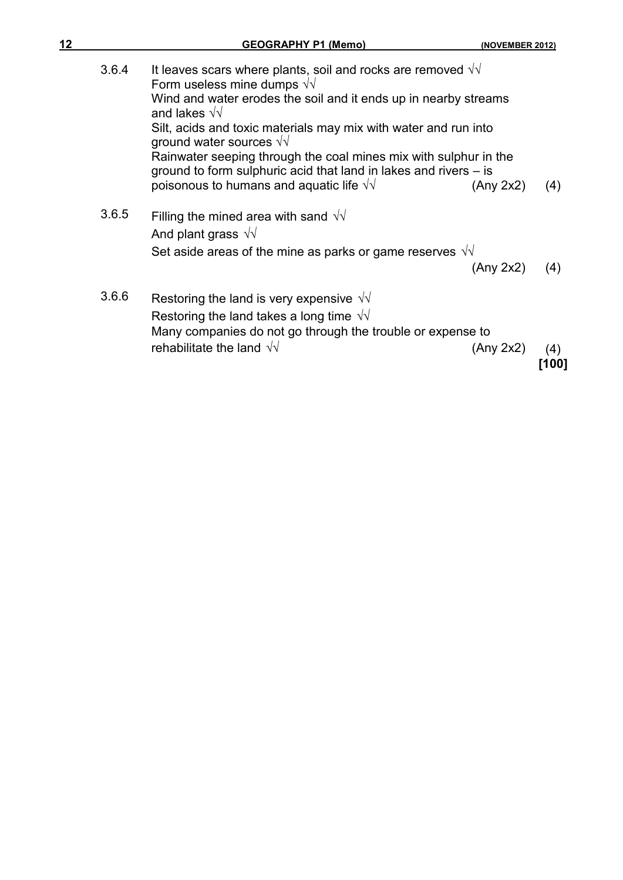3.6.4 It leaves scars where plants, soil and rocks are removed √√
Form useless mine dumps √√
Wind and water erodes the soil and it ends up in nearby streams and lakes √√
Silt, acids and toxic materials may mix with water and run into ground water sources √√
Rainwater seeping through the coal mines mix with sulphur in the ground to form sulphuric acid that land in lakes and rivers – is poisonous to humans and aquatic life √√ (Any 2x2) (4)

3.6.5 Filling the mined area with sand √√
And plant grass √√
Set aside areas of the mine as parks or game reserves √√
(Any 2x2) (4)

3.6.6 Restoring the land is very expensive √√
Restoring the land takes a long time √√
Many companies do not go through the trouble or expense to rehabilitate the land √√ (Any 2x2) (4)
**[100]**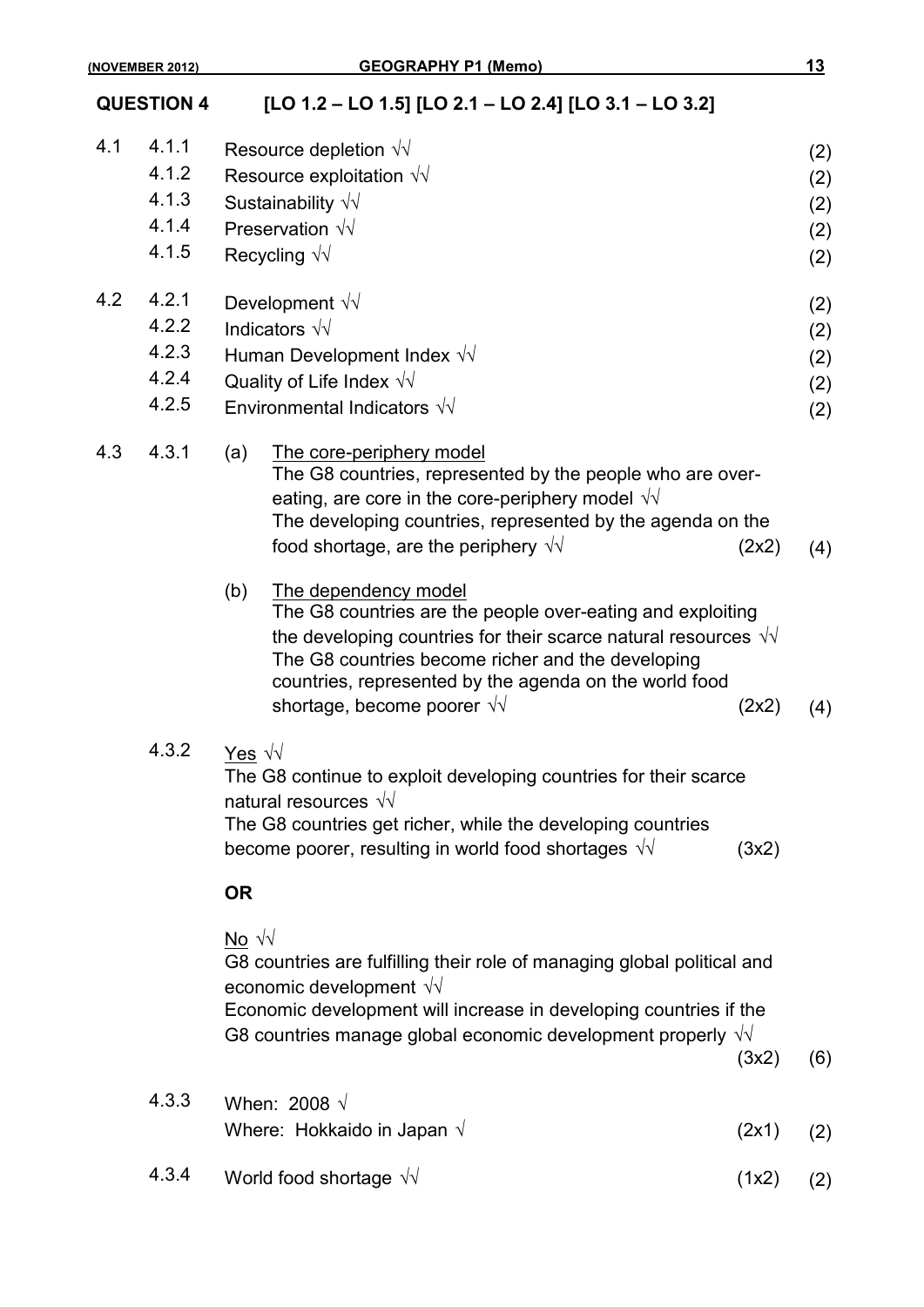## QUESTION 4 [LO 1.2 – LO 1.5] [LO 2.1 – LO 2.4] [LO 3.1 – LO 3.2]

4.1
- 4.1.1 Resource depletion √√ (2)
- 4.1.2 Resource exploitation √√ (2)
- 4.1.3 Sustainability √√ (2)
- 4.1.4 Preservation √√ (2)
- 4.1.5 Recycling √√ (2)

4.2
- 4.2.1 Development √√ (2)
- 4.2.2 Indicators √√ (2)
- 4.2.3 Human Development Index √√ (2)
- 4.2.4 Quality of Life Index √√ (2)
- 4.2.5 Environmental Indicators √√ (2)

4.3

4.3.1 (a) The core-periphery model

The G8 countries, represented by the people who are over-eating, are core in the core-periphery model √√
The developing countries, represented by the agenda on the food shortage, are the periphery √√ (2x2) (4)

(b) The dependency model

The G8 countries are the people over-eating and exploiting the developing countries for their scarce natural resources √√
The G8 countries become richer and the developing countries, represented by the agenda on the world food shortage, become poorer √√ (2x2) (4)

4.3.2 Yes √√

The G8 continue to exploit developing countries for their scarce natural resources √√
The G8 countries get richer, while the developing countries become poorer, resulting in world food shortages √√ (3x2)

**OR**

No √√

G8 countries are fulfilling their role of managing global political and economic development √√
Economic development will increase in developing countries if the G8 countries manage global economic development properly √√
(3x2) (6)

4.3.3 When: 2008 √
Where: Hokkaido in Japan √ (2x1) (2)

4.3.4 World food shortage √√ (1x2) (2)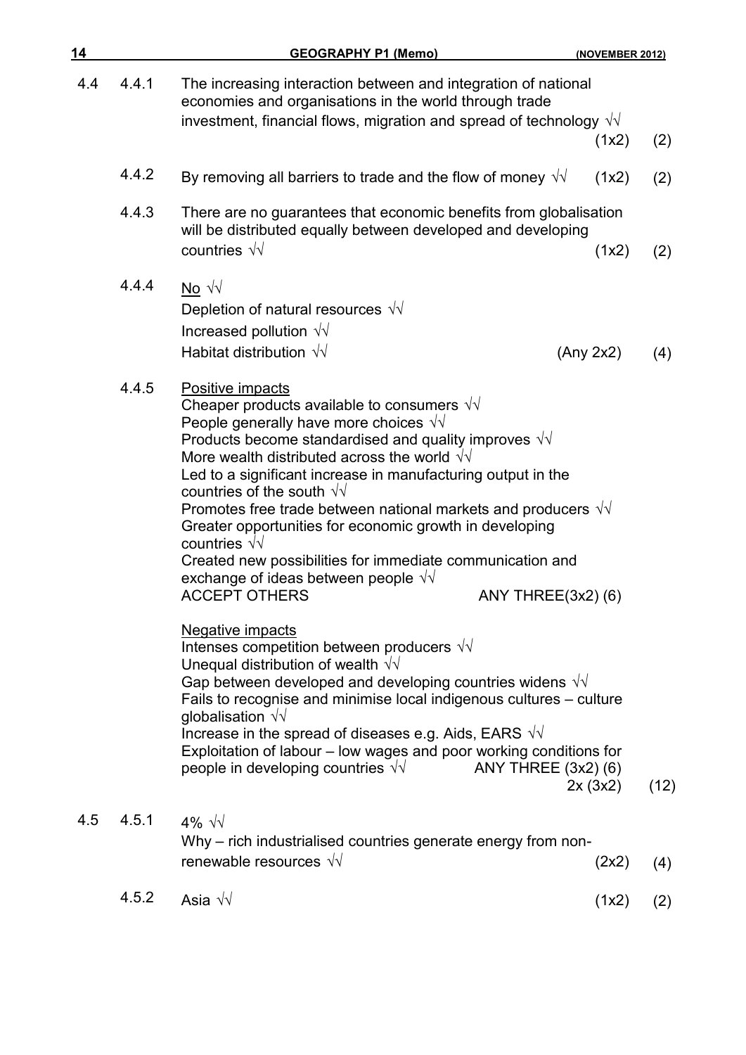4.4 4.4.1 The increasing interaction between and integration of national economies and organisations in the world through trade investment, financial flows, migration and spread of technology √√ (1x2) (2)

4.4.2 By removing all barriers to trade and the flow of money √√ (1x2) (2)

4.4.3 There are no guarantees that economic benefits from globalisation will be distributed equally between developed and developing countries √√ (1x2) (2)

4.4.4 No √√

Depletion of natural resources √√

Increased pollution √√

Habitat distribution √√ (Any 2x2) (4)

4.4.5 Positive impacts

Cheaper products available to consumers √√
People generally have more choices √√
Products become standardised and quality improves √√
More wealth distributed across the world √√
Led to a significant increase in manufacturing output in the countries of the south √√
Promotes free trade between national markets and producers √√
Greater opportunities for economic growth in developing countries √√
Created new possibilities for immediate communication and exchange of ideas between people √√
ACCEPT OTHERS ANY THREE(3x2) (6)

Negative impacts

Intenses competition between producers √√
Unequal distribution of wealth √√
Gap between developed and developing countries widens √√
Fails to recognise and minimise local indigenous cultures – culture globalisation √√
Increase in the spread of diseases e.g. Aids, EARS √√
Exploitation of labour – low wages and poor working conditions for people in developing countries √√ ANY THREE (3x2) (6)
2x (3x2) (12)

4.5 4.5.1 4% √√
Why – rich industrialised countries generate energy from non-renewable resources √√ (2x2) (4)

4.5.2 Asia √√ (1x2) (2)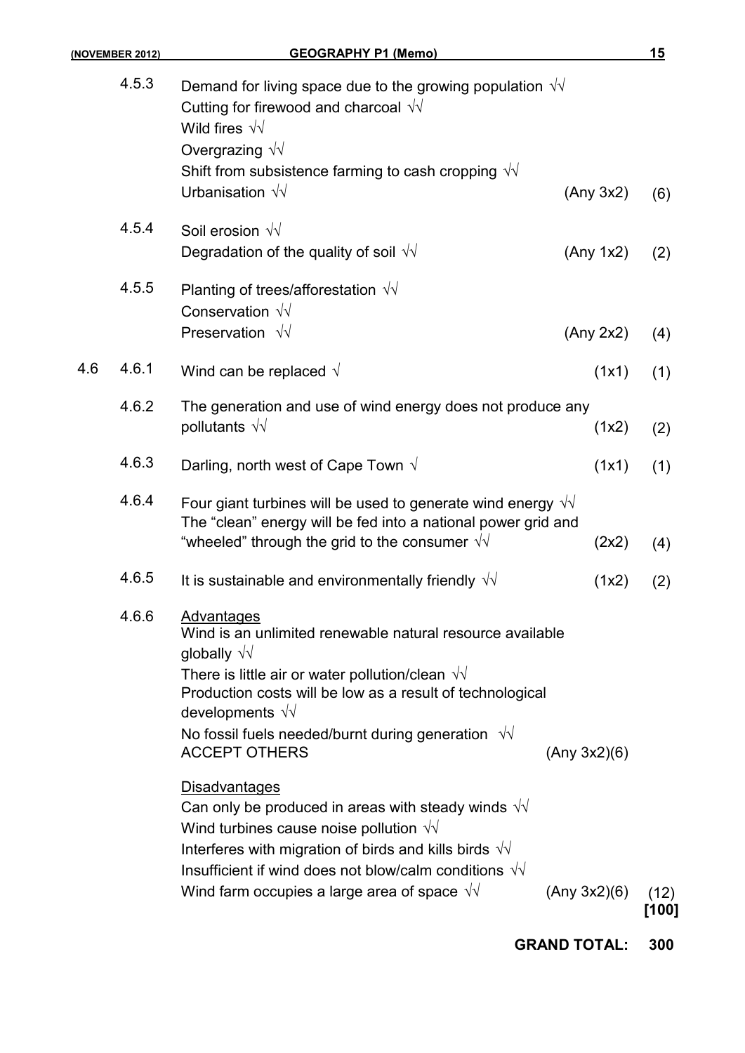| | | | | |
|---|---|---|---|---|
| | 4.5.3 | Demand for living space due to the growing population √√<br>Cutting for firewood and charcoal √√<br>Wild fires √√<br>Overgrazing √√<br>Shift from subsistence farming to cash cropping √√<br>Urbanisation √√ | (Any 3x2) | (6) |
| | 4.5.4 | Soil erosion √√<br>Degradation of the quality of soil √√ | (Any 1x2) | (2) |
| | 4.5.5 | Planting of trees/afforestation √√<br>Conservation √√<br>Preservation √√ | (Any 2x2) | (4) |
| 4.6 | 4.6.1 | Wind can be replaced √ | (1x1) | (1) |
| | 4.6.2 | The generation and use of wind energy does not produce any pollutants √√ | (1x2) | (2) |
| | 4.6.3 | Darling, north west of Cape Town √ | (1x1) | (1) |
| | 4.6.4 | Four giant turbines will be used to generate wind energy √√<br>The "clean" energy will be fed into a national power grid and "wheeled" through the grid to the consumer √√ | (2x2) | (4) |
| | 4.6.5 | It is sustainable and environmentally friendly √√ | (1x2) | (2) |
| | 4.6.6 | Advantages<br>Wind is an unlimited renewable natural resource available globally √√<br>There is little air or water pollution/clean √√<br>Production costs will be low as a result of technological developments √√<br>No fossil fuels needed/burnt during generation √√<br>ACCEPT OTHERS | (Any 3x2)(6) | |
| | | Disadvantages<br>Can only be produced in areas with steady winds √√<br>Wind turbines cause noise pollution √√<br>Interferes with migration of birds and kills birds √√<br>Insufficient if wind does not blow/calm conditions √√<br>Wind farm occupies a large area of space √√ | (Any 3x2)(6) | (12)<br>**[100]** |

**GRAND TOTAL: 300**